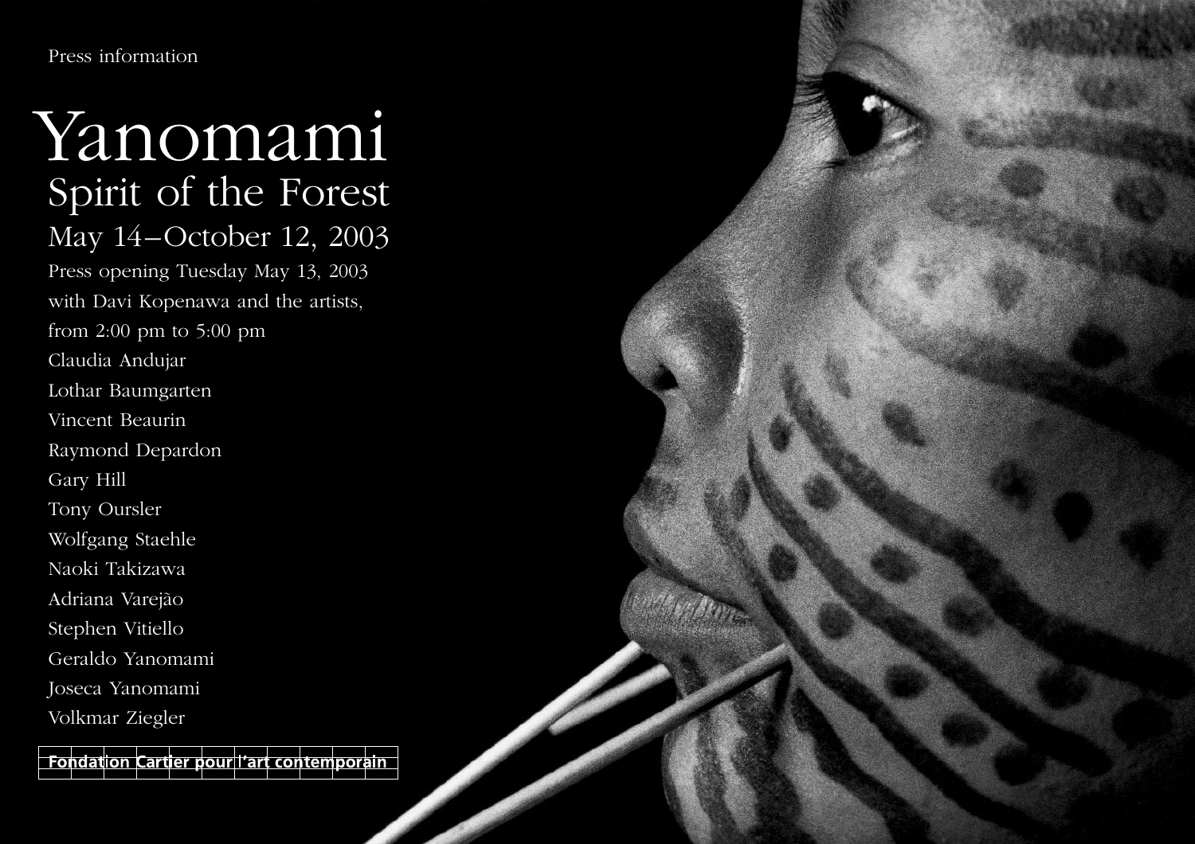Press information

# Yanomami

## Spirit of the Forest

### May 14–October 12, 2003

Press opening Tuesday May 13, 2003
with Davi Kopenawa and the artists,
from 2:00 pm to 5:00 pm

Claudia Andujar
Lothar Baumgarten
Vincent Beaurin
Raymond Depardon
Gary Hill
Tony Oursler
Wolfgang Staehle
Naoki Takizawa
Adriana Varejão
Stephen Vitiello
Geraldo Yanomami
Joseca Yanomami
Volkmar Ziegler

**Fondation Cartier pour l'art contemporain**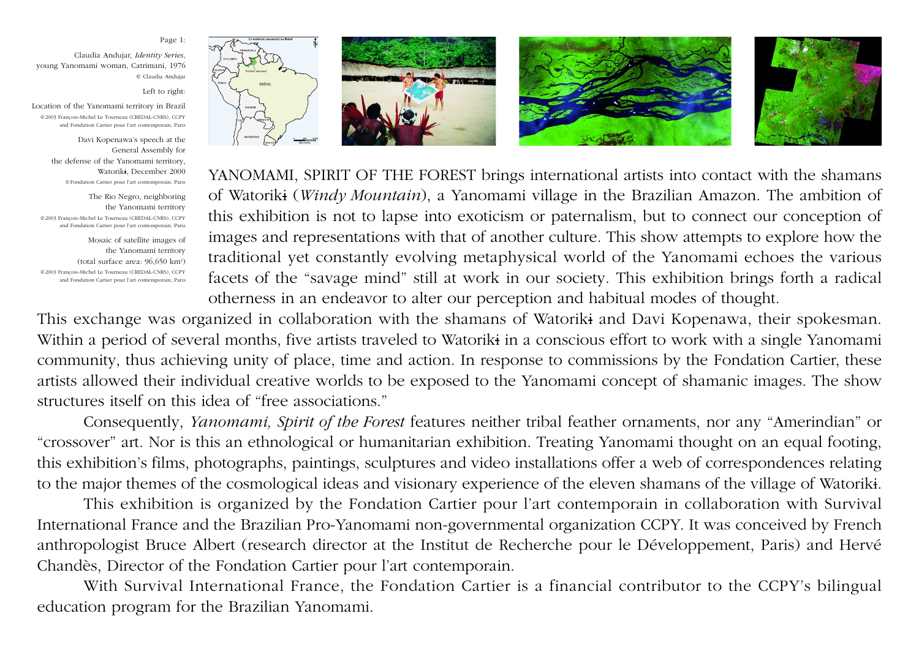Page 1:

Claudia Andujar, *Identity Series*, young Yanomami woman, Catrimani, 1976
© Claudia Andujar

Left to right:

Location of the Yanomami territory in Brazil
© 2003 François-Michel Le Tourneau (CREDAL-CNRS), CCPY and Fondation Cartier pour l'art contemporain, Paris

Davi Kopenawa's speech at the General Assembly for the defense of the Yanomami territory, Watorikɨ, December 2000
© Fondation Cartier pour l'art contemporain, Paris

The Rio Negro, neighboring the Yanomami territory
© 2003 François-Michel Le Tourneau (CREDAL-CNRS), CCPY and Fondation Cartier pour l'art contemporain, Paris

Mosaic of satellite images of the Yanomami territory (total surface area: 96,650 km²)
© 2003 François-Michel Le Tourneau (CREDAL-CNRS), CCPY and Fondation Cartier pour l'art contemporain, Paris

YANOMAMI, SPIRIT OF THE FOREST brings international artists into contact with the shamans of Watorikɨ (*Windy Mountain*), a Yanomami village in the Brazilian Amazon. The ambition of this exhibition is not to lapse into exoticism or paternalism, but to connect our conception of images and representations with that of another culture. This show attempts to explore how the traditional yet constantly evolving metaphysical world of the Yanomami echoes the various facets of the "savage mind" still at work in our society. This exhibition brings forth a radical otherness in an endeavor to alter our perception and habitual modes of thought.

This exchange was organized in collaboration with the shamans of Watorikɨ and Davi Kopenawa, their spokesman. Within a period of several months, five artists traveled to Watorikɨ in a conscious effort to work with a single Yanomami community, thus achieving unity of place, time and action. In response to commissions by the Fondation Cartier, these artists allowed their individual creative worlds to be exposed to the Yanomami concept of shamanic images. The show structures itself on this idea of "free associations."

Consequently, *Yanomami, Spirit of the Forest* features neither tribal feather ornaments, nor any "Amerindian" or "crossover" art. Nor is this an ethnological or humanitarian exhibition. Treating Yanomami thought on an equal footing, this exhibition's films, photographs, paintings, sculptures and video installations offer a web of correspondences relating to the major themes of the cosmological ideas and visionary experience of the eleven shamans of the village of Watorikɨ.

This exhibition is organized by the Fondation Cartier pour l'art contemporain in collaboration with Survival International France and the Brazilian Pro-Yanomami non-governmental organization CCPY. It was conceived by French anthropologist Bruce Albert (research director at the Institut de Recherche pour le Développement, Paris) and Hervé Chandès, Director of the Fondation Cartier pour l'art contemporain.

With Survival International France, the Fondation Cartier is a financial contributor to the CCPY's bilingual education program for the Brazilian Yanomami.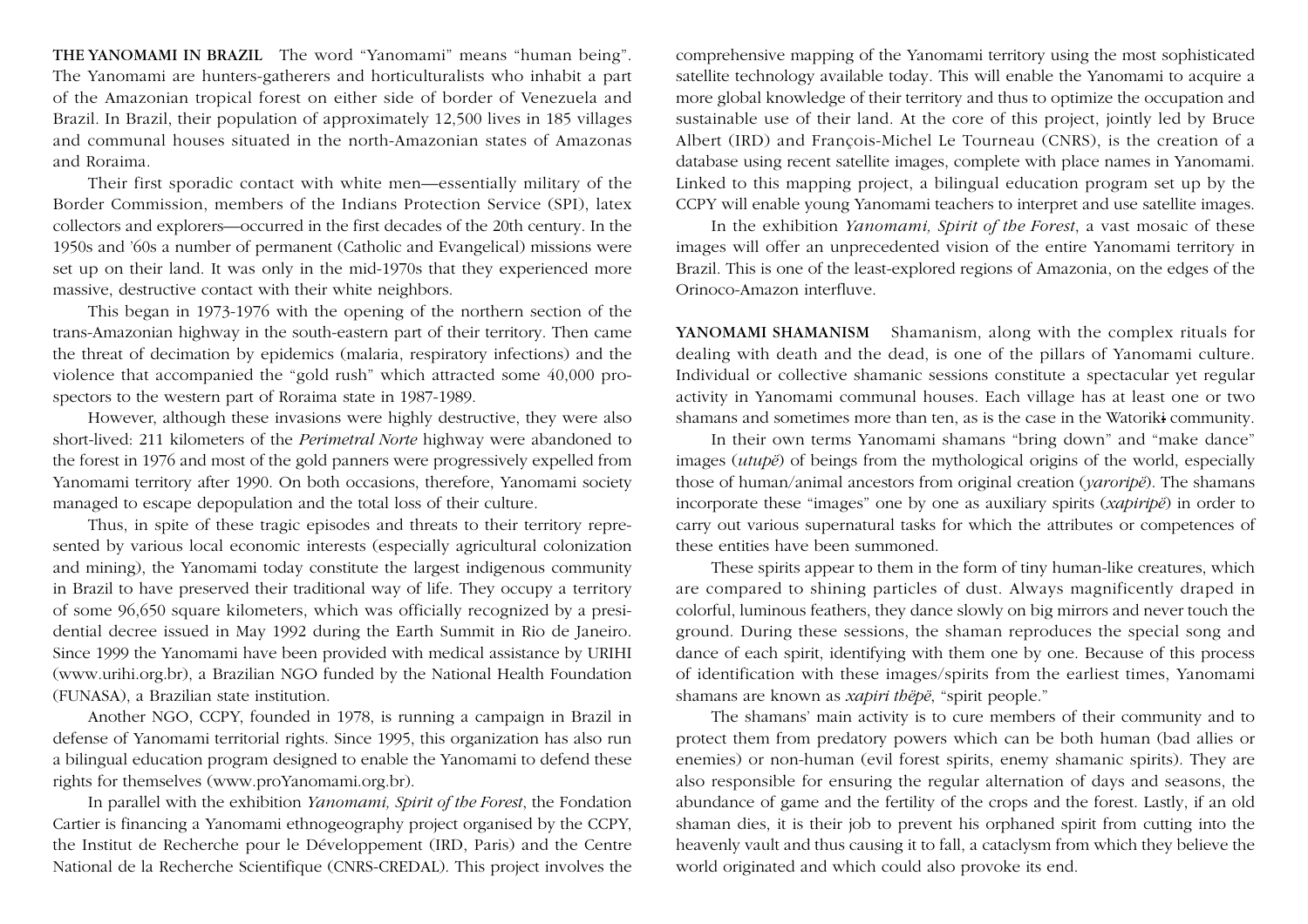**THE YANOMAMI IN BRAZIL** The word "Yanomami" means "human being". The Yanomami are hunters-gatherers and horticulturalists who inhabit a part of the Amazonian tropical forest on either side of border of Venezuela and Brazil. In Brazil, their population of approximately 12,500 lives in 185 villages and communal houses situated in the north-Amazonian states of Amazonas and Roraima.

Their first sporadic contact with white men—essentially military of the Border Commission, members of the Indians Protection Service (SPI), latex collectors and explorers—occurred in the first decades of the 20th century. In the 1950s and '60s a number of permanent (Catholic and Evangelical) missions were set up on their land. It was only in the mid-1970s that they experienced more massive, destructive contact with their white neighbors.

This began in 1973-1976 with the opening of the northern section of the trans-Amazonian highway in the south-eastern part of their territory. Then came the threat of decimation by epidemics (malaria, respiratory infections) and the violence that accompanied the "gold rush" which attracted some 40,000 prospectors to the western part of Roraima state in 1987-1989.

However, although these invasions were highly destructive, they were also short-lived: 211 kilometers of the *Perimetral Norte* highway were abandoned to the forest in 1976 and most of the gold panners were progressively expelled from Yanomami territory after 1990. On both occasions, therefore, Yanomami society managed to escape depopulation and the total loss of their culture.

Thus, in spite of these tragic episodes and threats to their territory represented by various local economic interests (especially agricultural colonization and mining), the Yanomami today constitute the largest indigenous community in Brazil to have preserved their traditional way of life. They occupy a territory of some 96,650 square kilometers, which was officially recognized by a presidential decree issued in May 1992 during the Earth Summit in Rio de Janeiro. Since 1999 the Yanomami have been provided with medical assistance by URIHI (www.urihi.org.br), a Brazilian NGO funded by the National Health Foundation (FUNASA), a Brazilian state institution.

Another NGO, CCPY, founded in 1978, is running a campaign in Brazil in defense of Yanomami territorial rights. Since 1995, this organization has also run a bilingual education program designed to enable the Yanomami to defend these rights for themselves (www.proYanomami.org.br).

In parallel with the exhibition *Yanomami, Spirit of the Forest*, the Fondation Cartier is financing a Yanomami ethnogeography project organised by the CCPY, the Institut de Recherche pour le Développement (IRD, Paris) and the Centre National de la Recherche Scientifique (CNRS-CREDAL). This project involves the comprehensive mapping of the Yanomami territory using the most sophisticated satellite technology available today. This will enable the Yanomami to acquire a more global knowledge of their territory and thus to optimize the occupation and sustainable use of their land. At the core of this project, jointly led by Bruce Albert (IRD) and François-Michel Le Tourneau (CNRS), is the creation of a database using recent satellite images, complete with place names in Yanomami. Linked to this mapping project, a bilingual education program set up by the CCPY will enable young Yanomami teachers to interpret and use satellite images.

In the exhibition *Yanomami, Spirit of the Forest*, a vast mosaic of these images will offer an unprecedented vision of the entire Yanomami territory in Brazil. This is one of the least-explored regions of Amazonia, on the edges of the Orinoco-Amazon interfluve.

**YANOMAMI SHAMANISM** Shamanism, along with the complex rituals for dealing with death and the dead, is one of the pillars of Yanomami culture. Individual or collective shamanic sessions constitute a spectacular yet regular activity in Yanomami communal houses. Each village has at least one or two shamans and sometimes more than ten, as is the case in the Watorikɨ community.

In their own terms Yanomami shamans "bring down" and "make dance" images (*utupë*) of beings from the mythological origins of the world, especially those of human/animal ancestors from original creation (*yaroripë*). The shamans incorporate these "images" one by one as auxiliary spirits (*xapiripë*) in order to carry out various supernatural tasks for which the attributes or competences of these entities have been summoned.

These spirits appear to them in the form of tiny human-like creatures, which are compared to shining particles of dust. Always magnificently draped in colorful, luminous feathers, they dance slowly on big mirrors and never touch the ground. During these sessions, the shaman reproduces the special song and dance of each spirit, identifying with them one by one. Because of this process of identification with these images/spirits from the earliest times, Yanomami shamans are known as *xapiri thëpë*, "spirit people."

The shamans' main activity is to cure members of their community and to protect them from predatory powers which can be both human (bad allies or enemies) or non-human (evil forest spirits, enemy shamanic spirits). They are also responsible for ensuring the regular alternation of days and seasons, the abundance of game and the fertility of the crops and the forest. Lastly, if an old shaman dies, it is their job to prevent his orphaned spirit from cutting into the heavenly vault and thus causing it to fall, a cataclysm from which they believe the world originated and which could also provoke its end.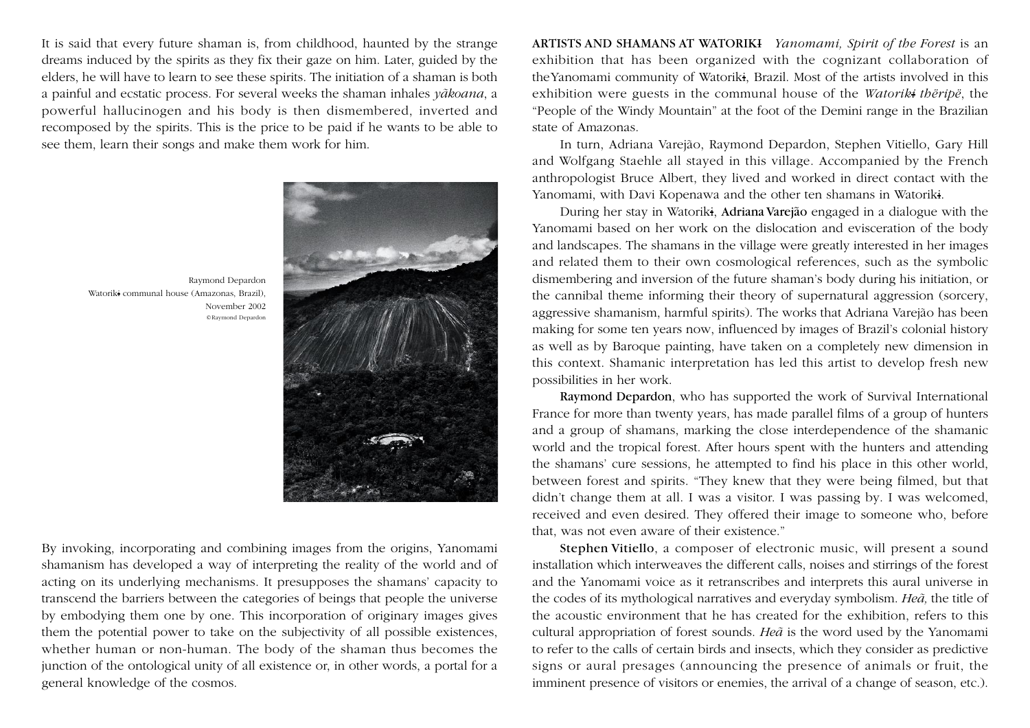It is said that every future shaman is, from childhood, haunted by the strange dreams induced by the spirits as they fix their gaze on him. Later, guided by the elders, he will have to learn to see these spirits. The initiation of a shaman is both a painful and ecstatic process. For several weeks the shaman inhales *yãkoana*, a powerful hallucinogen and his body is then dismembered, inverted and recomposed by the spirits. This is the price to be paid if he wants to be able to see them, learn their songs and make them work for him.

Raymond Depardon
Watorikɨ communal house (Amazonas, Brazil),
November 2002
©Raymond Depardon

By invoking, incorporating and combining images from the origins, Yanomami shamanism has developed a way of interpreting the reality of the world and of acting on its underlying mechanisms. It presupposes the shamans' capacity to transcend the barriers between the categories of beings that people the universe by embodying them one by one. This incorporation of originary images gives them the potential power to take on the subjectivity of all possible existences, whether human or non-human. The body of the shaman thus becomes the junction of the ontological unity of all existence or, in other words, a portal for a general knowledge of the cosmos.

**ARTISTS AND SHAMANS AT WATORIKƗ** *Yanomami, Spirit of the Forest* is an exhibition that has been organized with the cognizant collaboration of theYanomami community of Watorikɨ, Brazil. Most of the artists involved in this exhibition were guests in the communal house of the *Watorikɨ thëripë*, the "People of the Windy Mountain" at the foot of the Demini range in the Brazilian state of Amazonas.

In turn, Adriana Varejão, Raymond Depardon, Stephen Vitiello, Gary Hill and Wolfgang Staehle all stayed in this village. Accompanied by the French anthropologist Bruce Albert, they lived and worked in direct contact with the Yanomami, with Davi Kopenawa and the other ten shamans in Watorikɨ.

During her stay in Watorikɨ, **Adriana Varejão** engaged in a dialogue with the Yanomami based on her work on the dislocation and evisceration of the body and landscapes. The shamans in the village were greatly interested in her images and related them to their own cosmological references, such as the symbolic dismembering and inversion of the future shaman's body during his initiation, or the cannibal theme informing their theory of supernatural aggression (sorcery, aggressive shamanism, harmful spirits). The works that Adriana Varejão has been making for some ten years now, influenced by images of Brazil's colonial history as well as by Baroque painting, have taken on a completely new dimension in this context. Shamanic interpretation has led this artist to develop fresh new possibilities in her work.

**Raymond Depardon**, who has supported the work of Survival International France for more than twenty years, has made parallel films of a group of hunters and a group of shamans, marking the close interdependence of the shamanic world and the tropical forest. After hours spent with the hunters and attending the shamans' cure sessions, he attempted to find his place in this other world, between forest and spirits. "They knew that they were being filmed, but that didn't change them at all. I was a visitor. I was passing by. I was welcomed, received and even desired. They offered their image to someone who, before that, was not even aware of their existence."

**Stephen Vitiello**, a composer of electronic music, will present a sound installation which interweaves the different calls, noises and stirrings of the forest and the Yanomami voice as it retranscribes and interprets this aural universe in the codes of its mythological narratives and everyday symbolism. *Heã,* the title of the acoustic environment that he has created for the exhibition, refers to this cultural appropriation of forest sounds. *Heã* is the word used by the Yanomami to refer to the calls of certain birds and insects, which they consider as predictive signs or aural presages (announcing the presence of animals or fruit, the imminent presence of visitors or enemies, the arrival of a change of season, etc.).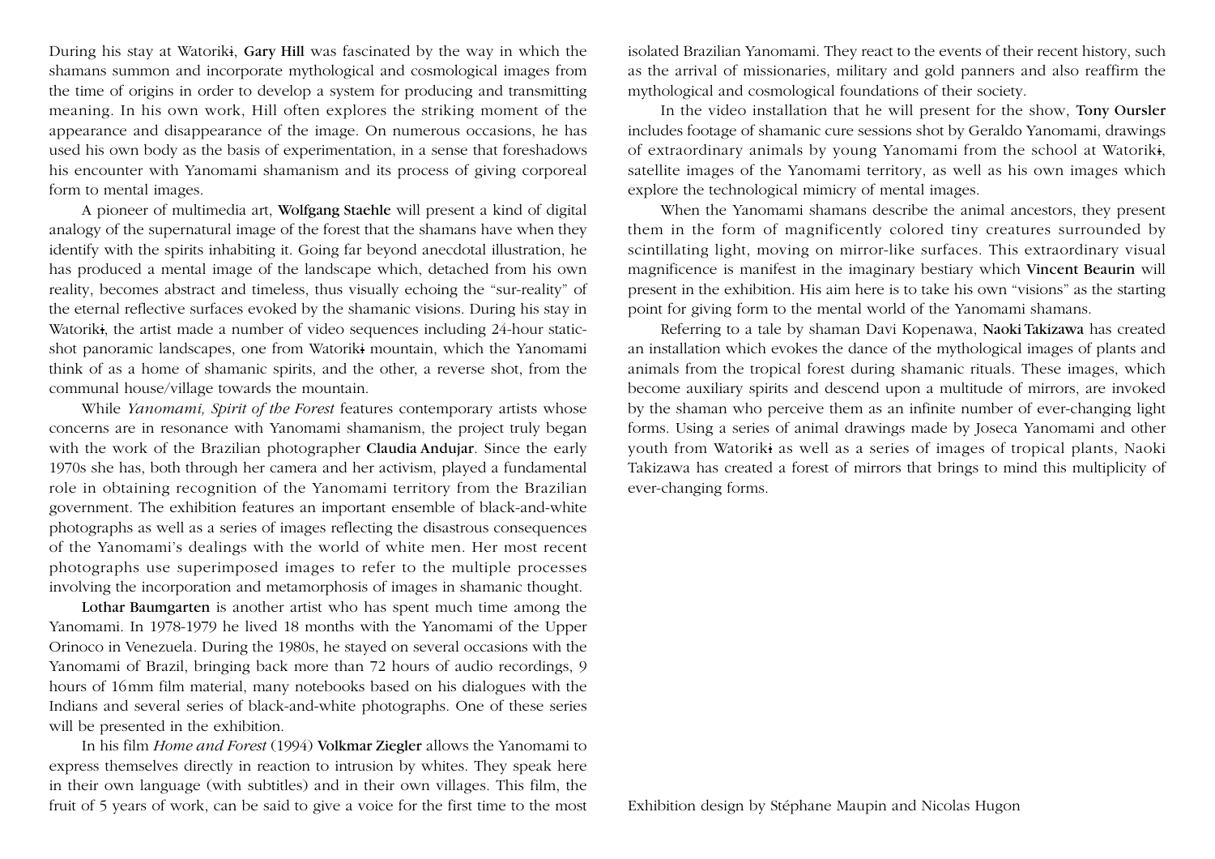During his stay at Watorikɨ, **Gary Hill** was fascinated by the way in which the shamans summon and incorporate mythological and cosmological images from the time of origins in order to develop a system for producing and transmitting meaning. In his own work, Hill often explores the striking moment of the appearance and disappearance of the image. On numerous occasions, he has used his own body as the basis of experimentation, in a sense that foreshadows his encounter with Yanomami shamanism and its process of giving corporeal form to mental images.

A pioneer of multimedia art, **Wolfgang Staehle** will present a kind of digital analogy of the supernatural image of the forest that the shamans have when they identify with the spirits inhabiting it. Going far beyond anecdotal illustration, he has produced a mental image of the landscape which, detached from his own reality, becomes abstract and timeless, thus visually echoing the "sur-reality" of the eternal reflective surfaces evoked by the shamanic visions. During his stay in Watorikɨ, the artist made a number of video sequences including 24-hour static-shot panoramic landscapes, one from Watorikɨ mountain, which the Yanomami think of as a home of shamanic spirits, and the other, a reverse shot, from the communal house/village towards the mountain.

While *Yanomami, Spirit of the Forest* features contemporary artists whose concerns are in resonance with Yanomami shamanism, the project truly began with the work of the Brazilian photographer **Claudia Andujar**. Since the early 1970s she has, both through her camera and her activism, played a fundamental role in obtaining recognition of the Yanomami territory from the Brazilian government. The exhibition features an important ensemble of black-and-white photographs as well as a series of images reflecting the disastrous consequences of the Yanomami's dealings with the world of white men. Her most recent photographs use superimposed images to refer to the multiple processes involving the incorporation and metamorphosis of images in shamanic thought.

**Lothar Baumgarten** is another artist who has spent much time among the Yanomami. In 1978-1979 he lived 18 months with the Yanomami of the Upper Orinoco in Venezuela. During the 1980s, he stayed on several occasions with the Yanomami of Brazil, bringing back more than 72 hours of audio recordings, 9 hours of 16mm film material, many notebooks based on his dialogues with the Indians and several series of black-and-white photographs. One of these series will be presented in the exhibition.

In his film *Home and Forest* (1994) **Volkmar Ziegler** allows the Yanomami to express themselves directly in reaction to intrusion by whites. They speak here in their own language (with subtitles) and in their own villages. This film, the fruit of 5 years of work, can be said to give a voice for the first time to the most isolated Brazilian Yanomami. They react to the events of their recent history, such as the arrival of missionaries, military and gold panners and also reaffirm the mythological and cosmological foundations of their society.

In the video installation that he will present for the show, **Tony Oursler** includes footage of shamanic cure sessions shot by Geraldo Yanomami, drawings of extraordinary animals by young Yanomami from the school at Watorikɨ, satellite images of the Yanomami territory, as well as his own images which explore the technological mimicry of mental images.

When the Yanomami shamans describe the animal ancestors, they present them in the form of magnificently colored tiny creatures surrounded by scintillating light, moving on mirror-like surfaces. This extraordinary visual magnificence is manifest in the imaginary bestiary which **Vincent Beaurin** will present in the exhibition. His aim here is to take his own "visions" as the starting point for giving form to the mental world of the Yanomami shamans.

Referring to a tale by shaman Davi Kopenawa, **Naoki Takizawa** has created an installation which evokes the dance of the mythological images of plants and animals from the tropical forest during shamanic rituals. These images, which become auxiliary spirits and descend upon a multitude of mirrors, are invoked by the shaman who perceive them as an infinite number of ever-changing light forms. Using a series of animal drawings made by Joseca Yanomami and other youth from Watorikɨ as well as a series of images of tropical plants, Naoki Takizawa has created a forest of mirrors that brings to mind this multiplicity of ever-changing forms.

Exhibition design by Stéphane Maupin and Nicolas Hugon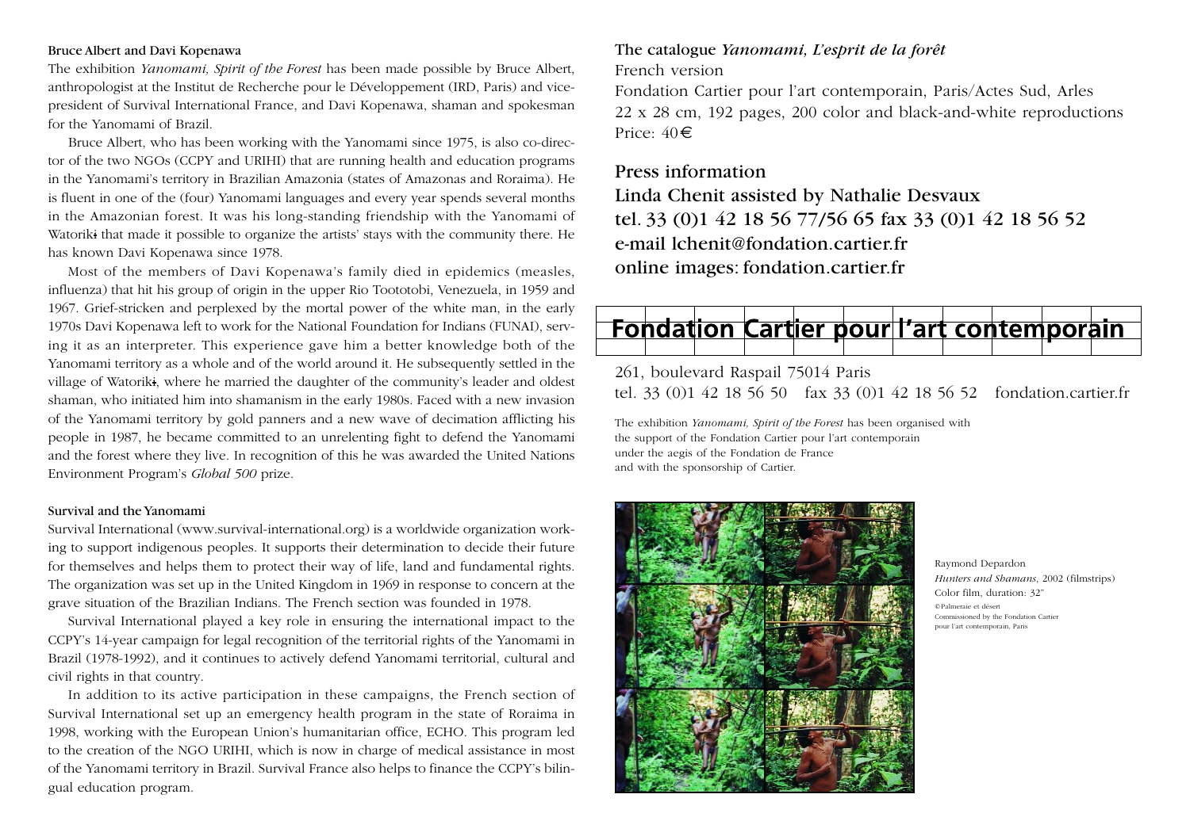### Bruce Albert and Davi Kopenawa

The exhibition *Yanomami, Spirit of the Forest* has been made possible by Bruce Albert, anthropologist at the Institut de Recherche pour le Développement (IRD, Paris) and vice-president of Survival International France, and Davi Kopenawa, shaman and spokesman for the Yanomami of Brazil.

Bruce Albert, who has been working with the Yanomami since 1975, is also co-director of the two NGOs (CCPY and URIHI) that are running health and education programs in the Yanomami's territory in Brazilian Amazonia (states of Amazonas and Roraima). He is fluent in one of the (four) Yanomami languages and every year spends several months in the Amazonian forest. It was his long-standing friendship with the Yanomami of Watorikɨ that made it possible to organize the artists' stays with the community there. He has known Davi Kopenawa since 1978.

Most of the members of Davi Kopenawa's family died in epidemics (measles, influenza) that hit his group of origin in the upper Rio Toototobi, Venezuela, in 1959 and 1967. Grief-stricken and perplexed by the mortal power of the white man, in the early 1970s Davi Kopenawa left to work for the National Foundation for Indians (FUNAI), serving it as an interpreter. This experience gave him a better knowledge both of the Yanomami territory as a whole and of the world around it. He subsequently settled in the village of Watorikɨ, where he married the daughter of the community's leader and oldest shaman, who initiated him into shamanism in the early 1980s. Faced with a new invasion of the Yanomami territory by gold panners and a new wave of decimation afflicting his people in 1987, he became committed to an unrelenting fight to defend the Yanomami and the forest where they live. In recognition of this he was awarded the United Nations Environment Program's *Global 500* prize.

### Survival and the Yanomami

Survival International (www.survival-international.org) is a worldwide organization working to support indigenous peoples. It supports their determination to decide their future for themselves and helps them to protect their way of life, land and fundamental rights. The organization was set up in the United Kingdom in 1969 in response to concern at the grave situation of the Brazilian Indians. The French section was founded in 1978.

Survival International played a key role in ensuring the international impact to the CCPY's 14-year campaign for legal recognition of the territorial rights of the Yanomami in Brazil (1978-1992), and it continues to actively defend Yanomami territorial, cultural and civil rights in that country.

In addition to its active participation in these campaigns, the French section of Survival International set up an emergency health program in the state of Roraima in 1998, working with the European Union's humanitarian office, ECHO. This program led to the creation of the NGO URIHI, which is now in charge of medical assistance in most of the Yanomami territory in Brazil. Survival France also helps to finance the CCPY's bilingual education program.

### The catalogue *Yanomami, L'esprit de la forêt*

French version

Fondation Cartier pour l'art contemporain, Paris/Actes Sud, Arles

22 x 28 cm, 192 pages, 200 color and black-and-white reproductions

Price: 40€

### Press information

**Linda Chenit assisted by Nathalie Desvaux**
**tel. 33 (0)1 42 18 56 77/56 65 fax 33 (0)1 42 18 56 52**
**e-mail lchenit@fondation.cartier.fr**
**online images: fondation.cartier.fr**

## Fondation Cartier pour l'art contemporain

261, boulevard Raspail 75014 Paris

tel. 33 (0)1 42 18 56 50 fax 33 (0)1 42 18 56 52 fondation.cartier.fr

The exhibition *Yanomami, Spirit of the Forest* has been organised with the support of the Fondation Cartier pour l'art contemporain under the aegis of the Fondation de France and with the sponsorship of Cartier.

Raymond Depardon
*Hunters and Shamans*, 2002 (filmstrips)
Color film, duration: 32'
© Palmeraie et désert
Commissioned by the Fondation Cartier pour l'art contemporain, Paris